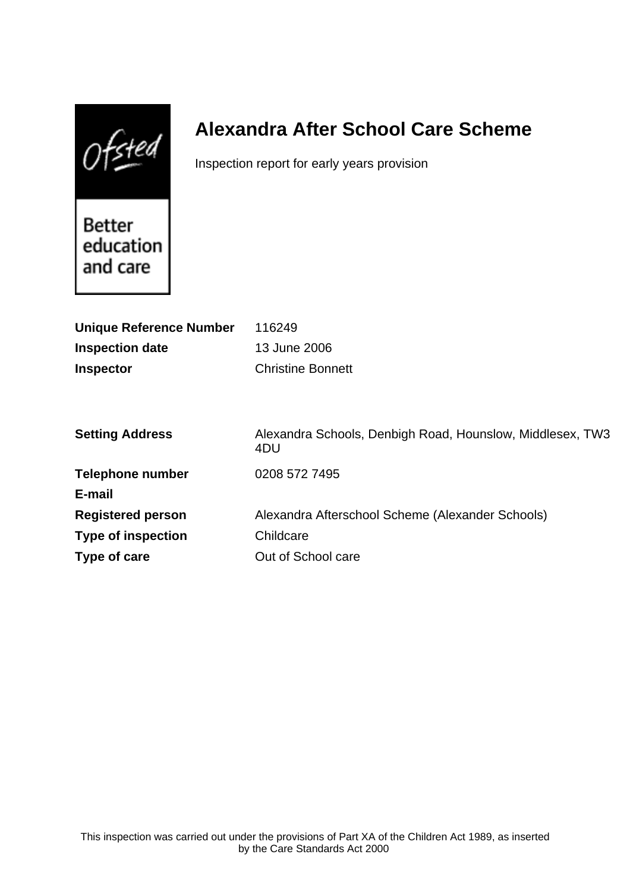# Alexandra After School Care Scheme

Inspection report for early years provision

| | |
|---|---|
| **Unique Reference Number** | 116249 |
| **Inspection date** | 13 June 2006 |
| **Inspector** | Christine Bonnett |

| | |
|---|---|
| **Setting Address** | Alexandra Schools, Denbigh Road, Hounslow, Middlesex, TW3 4DU |
| **Telephone number** | 0208 572 7495 |
| **E-mail** | |
| **Registered person** | Alexandra Afterschool Scheme (Alexander Schools) |
| **Type of inspection** | Childcare |
| **Type of care** | Out of School care |

This inspection was carried out under the provisions of Part XA of the Children Act 1989, as inserted by the Care Standards Act 2000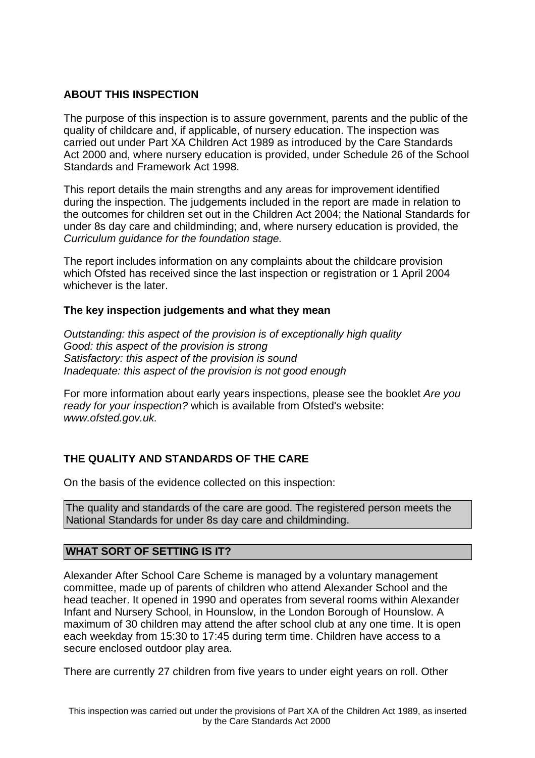## ABOUT THIS INSPECTION

The purpose of this inspection is to assure government, parents and the public of the quality of childcare and, if applicable, of nursery education. The inspection was carried out under Part XA Children Act 1989 as introduced by the Care Standards Act 2000 and, where nursery education is provided, under Schedule 26 of the School Standards and Framework Act 1998.

This report details the main strengths and any areas for improvement identified during the inspection. The judgements included in the report are made in relation to the outcomes for children set out in the Children Act 2004; the National Standards for under 8s day care and childminding; and, where nursery education is provided, the *Curriculum guidance for the foundation stage.*

The report includes information on any complaints about the childcare provision which Ofsted has received since the last inspection or registration or 1 April 2004 whichever is the later.

### The key inspection judgements and what they mean

*Outstanding: this aspect of the provision is of exceptionally high quality*
*Good: this aspect of the provision is strong*
*Satisfactory: this aspect of the provision is sound*
*Inadequate: this aspect of the provision is not good enough*

For more information about early years inspections, please see the booklet *Are you ready for your inspection?* which is available from Ofsted's website: *www.ofsted.gov.uk.*

## THE QUALITY AND STANDARDS OF THE CARE

On the basis of the evidence collected on this inspection:

The quality and standards of the care are good. The registered person meets the National Standards for under 8s day care and childminding.

## WHAT SORT OF SETTING IS IT?

Alexander After School Care Scheme is managed by a voluntary management committee, made up of parents of children who attend Alexander School and the head teacher. It opened in 1990 and operates from several rooms within Alexander Infant and Nursery School, in Hounslow, in the London Borough of Hounslow. A maximum of 30 children may attend the after school club at any one time. It is open each weekday from 15:30 to 17:45 during term time. Children have access to a secure enclosed outdoor play area.

There are currently 27 children from five years to under eight years on roll. Other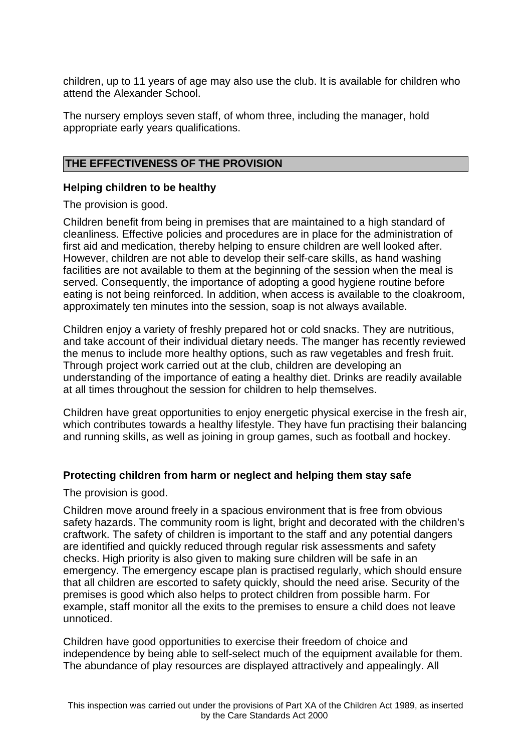children, up to 11 years of age may also use the club. It is available for children who attend the Alexander School.

The nursery employs seven staff, of whom three, including the manager, hold appropriate early years qualifications.

## THE EFFECTIVENESS OF THE PROVISION

### Helping children to be healthy

The provision is good.

Children benefit from being in premises that are maintained to a high standard of cleanliness. Effective policies and procedures are in place for the administration of first aid and medication, thereby helping to ensure children are well looked after. However, children are not able to develop their self-care skills, as hand washing facilities are not available to them at the beginning of the session when the meal is served. Consequently, the importance of adopting a good hygiene routine before eating is not being reinforced. In addition, when access is available to the cloakroom, approximately ten minutes into the session, soap is not always available.

Children enjoy a variety of freshly prepared hot or cold snacks. They are nutritious, and take account of their individual dietary needs. The manger has recently reviewed the menus to include more healthy options, such as raw vegetables and fresh fruit. Through project work carried out at the club, children are developing an understanding of the importance of eating a healthy diet. Drinks are readily available at all times throughout the session for children to help themselves.

Children have great opportunities to enjoy energetic physical exercise in the fresh air, which contributes towards a healthy lifestyle. They have fun practising their balancing and running skills, as well as joining in group games, such as football and hockey.

### Protecting children from harm or neglect and helping them stay safe

The provision is good.

Children move around freely in a spacious environment that is free from obvious safety hazards. The community room is light, bright and decorated with the children's craftwork. The safety of children is important to the staff and any potential dangers are identified and quickly reduced through regular risk assessments and safety checks. High priority is also given to making sure children will be safe in an emergency. The emergency escape plan is practised regularly, which should ensure that all children are escorted to safety quickly, should the need arise. Security of the premises is good which also helps to protect children from possible harm. For example, staff monitor all the exits to the premises to ensure a child does not leave unnoticed.

Children have good opportunities to exercise their freedom of choice and independence by being able to self-select much of the equipment available for them. The abundance of play resources are displayed attractively and appealingly. All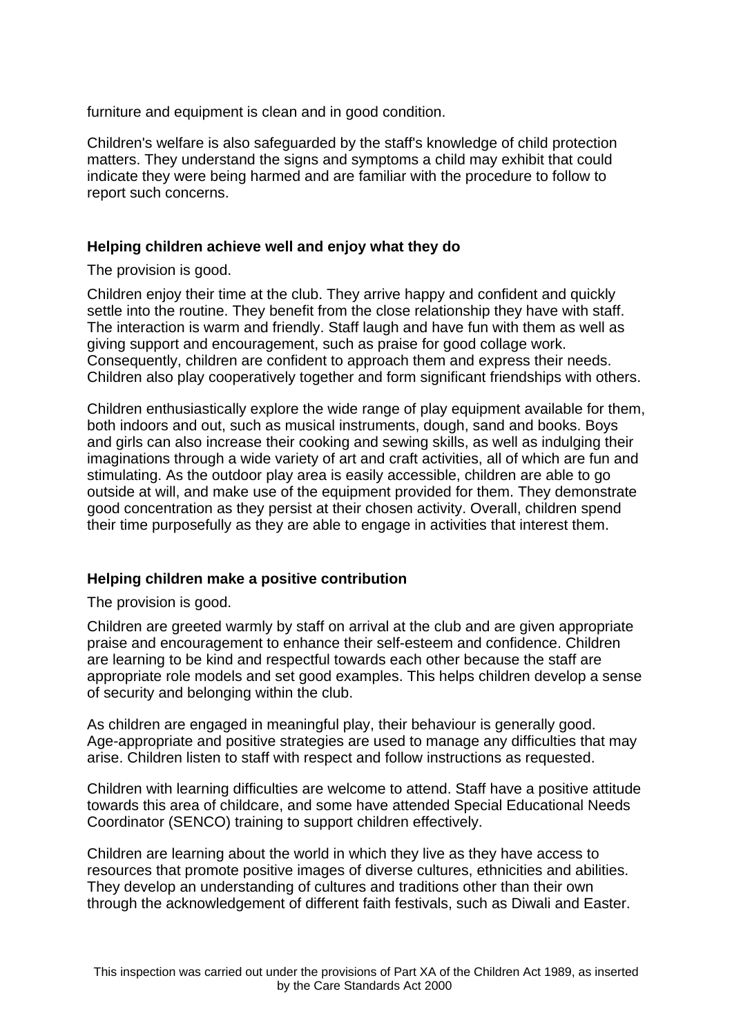furniture and equipment is clean and in good condition.

Children's welfare is also safeguarded by the staff's knowledge of child protection matters. They understand the signs and symptoms a child may exhibit that could indicate they were being harmed and are familiar with the procedure to follow to report such concerns.

**Helping children achieve well and enjoy what they do**

The provision is good.

Children enjoy their time at the club. They arrive happy and confident and quickly settle into the routine. They benefit from the close relationship they have with staff. The interaction is warm and friendly. Staff laugh and have fun with them as well as giving support and encouragement, such as praise for good collage work. Consequently, children are confident to approach them and express their needs. Children also play cooperatively together and form significant friendships with others.

Children enthusiastically explore the wide range of play equipment available for them, both indoors and out, such as musical instruments, dough, sand and books. Boys and girls can also increase their cooking and sewing skills, as well as indulging their imaginations through a wide variety of art and craft activities, all of which are fun and stimulating. As the outdoor play area is easily accessible, children are able to go outside at will, and make use of the equipment provided for them. They demonstrate good concentration as they persist at their chosen activity. Overall, children spend their time purposefully as they are able to engage in activities that interest them.

**Helping children make a positive contribution**

The provision is good.

Children are greeted warmly by staff on arrival at the club and are given appropriate praise and encouragement to enhance their self-esteem and confidence. Children are learning to be kind and respectful towards each other because the staff are appropriate role models and set good examples. This helps children develop a sense of security and belonging within the club.

As children are engaged in meaningful play, their behaviour is generally good. Age-appropriate and positive strategies are used to manage any difficulties that may arise. Children listen to staff with respect and follow instructions as requested.

Children with learning difficulties are welcome to attend. Staff have a positive attitude towards this area of childcare, and some have attended Special Educational Needs Coordinator (SENCO) training to support children effectively.

Children are learning about the world in which they live as they have access to resources that promote positive images of diverse cultures, ethnicities and abilities. They develop an understanding of cultures and traditions other than their own through the acknowledgement of different faith festivals, such as Diwali and Easter.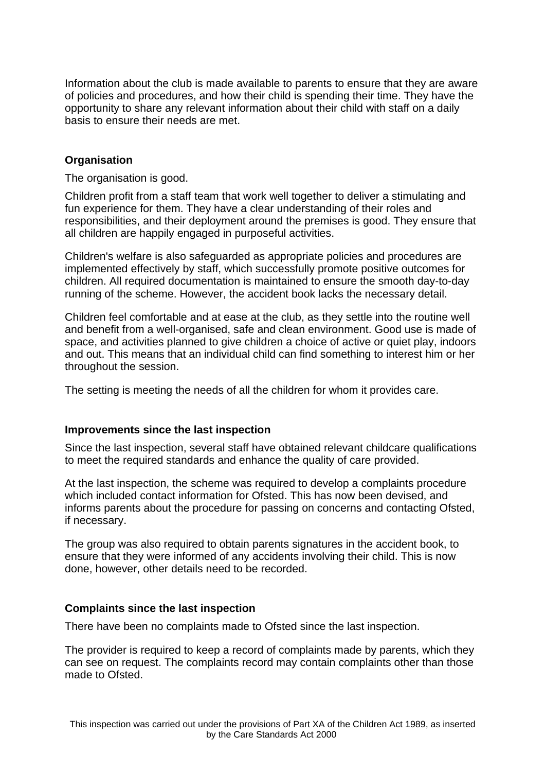Information about the club is made available to parents to ensure that they are aware of policies and procedures, and how their child is spending their time. They have the opportunity to share any relevant information about their child with staff on a daily basis to ensure their needs are met.

### Organisation

The organisation is good.

Children profit from a staff team that work well together to deliver a stimulating and fun experience for them. They have a clear understanding of their roles and responsibilities, and their deployment around the premises is good. They ensure that all children are happily engaged in purposeful activities.

Children's welfare is also safeguarded as appropriate policies and procedures are implemented effectively by staff, which successfully promote positive outcomes for children. All required documentation is maintained to ensure the smooth day-to-day running of the scheme. However, the accident book lacks the necessary detail.

Children feel comfortable and at ease at the club, as they settle into the routine well and benefit from a well-organised, safe and clean environment. Good use is made of space, and activities planned to give children a choice of active or quiet play, indoors and out. This means that an individual child can find something to interest him or her throughout the session.

The setting is meeting the needs of all the children for whom it provides care.

### Improvements since the last inspection

Since the last inspection, several staff have obtained relevant childcare qualifications to meet the required standards and enhance the quality of care provided.

At the last inspection, the scheme was required to develop a complaints procedure which included contact information for Ofsted. This has now been devised, and informs parents about the procedure for passing on concerns and contacting Ofsted, if necessary.

The group was also required to obtain parents signatures in the accident book, to ensure that they were informed of any accidents involving their child. This is now done, however, other details need to be recorded.

### Complaints since the last inspection

There have been no complaints made to Ofsted since the last inspection.

The provider is required to keep a record of complaints made by parents, which they can see on request. The complaints record may contain complaints other than those made to Ofsted.

This inspection was carried out under the provisions of Part XA of the Children Act 1989, as inserted by the Care Standards Act 2000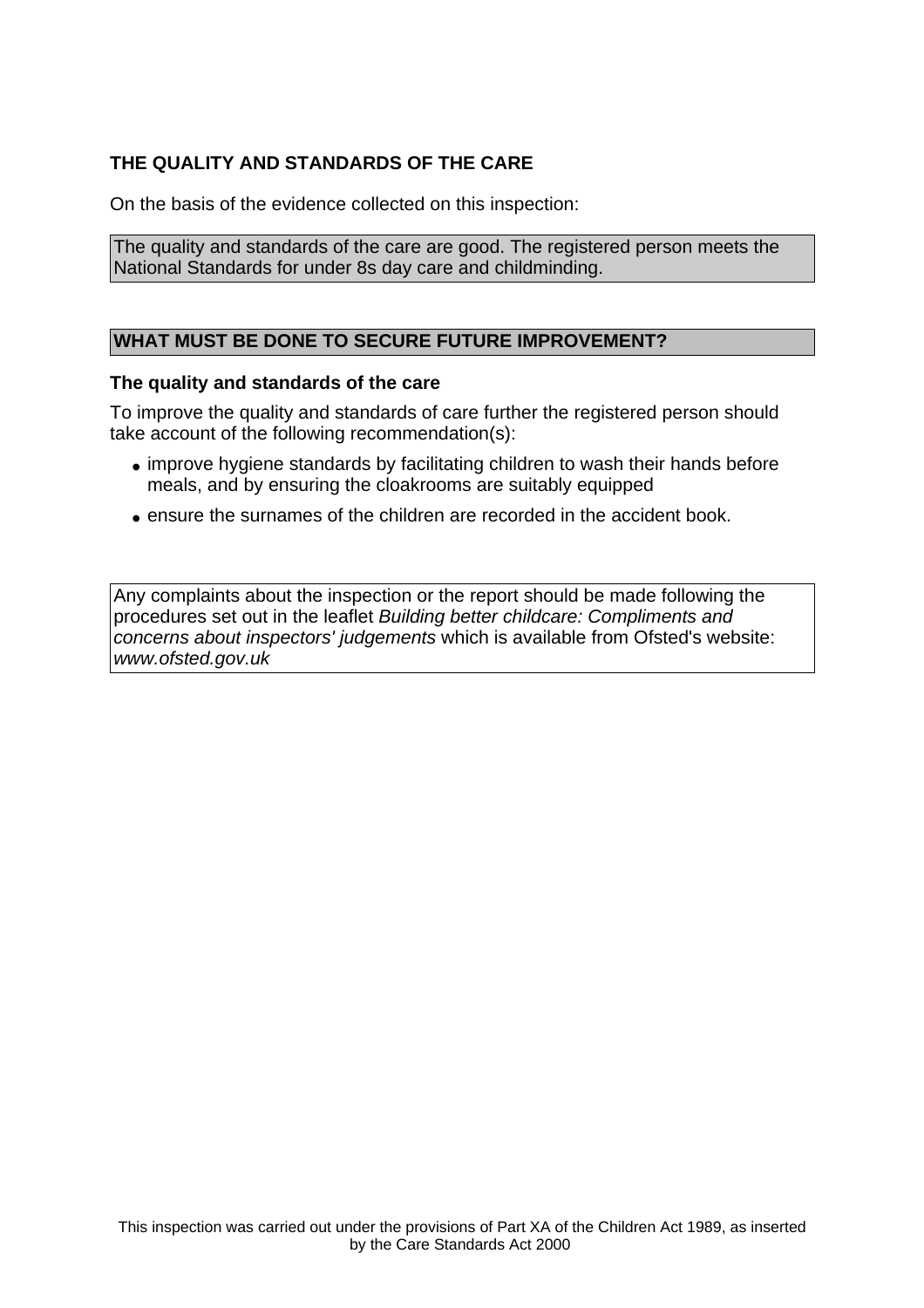## THE QUALITY AND STANDARDS OF THE CARE

On the basis of the evidence collected on this inspection:

The quality and standards of the care are good. The registered person meets the National Standards for under 8s day care and childminding.

## WHAT MUST BE DONE TO SECURE FUTURE IMPROVEMENT?

### The quality and standards of the care

To improve the quality and standards of care further the registered person should take account of the following recommendation(s):

- improve hygiene standards by facilitating children to wash their hands before meals, and by ensuring the cloakrooms are suitably equipped
- ensure the surnames of the children are recorded in the accident book.

Any complaints about the inspection or the report should be made following the procedures set out in the leaflet *Building better childcare: Compliments and concerns about inspectors' judgements* which is available from Ofsted's website: *www.ofsted.gov.uk*

This inspection was carried out under the provisions of Part XA of the Children Act 1989, as inserted by the Care Standards Act 2000